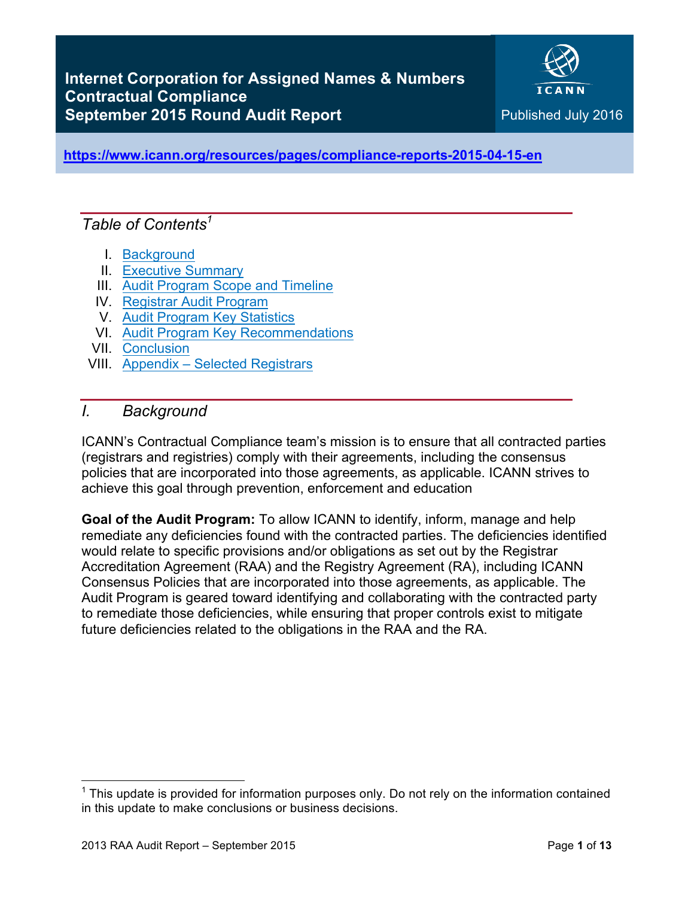# Internet Corporation for Assigned Names & Numbers Contractual Compliance September 2015 Round Audit Report

ICANN

Published July 2016

https://www.icann.org/resources/pages/compliance-reports-2015-04-15-en

*Table of Contents*[1]

I. Background
II. Executive Summary
III. Audit Program Scope and Timeline
IV. Registrar Audit Program
V. Audit Program Key Statistics
VI. Audit Program Key Recommendations
VII. Conclusion
VIII. Appendix – Selected Registrars

## *I. Background*

ICANN's Contractual Compliance team's mission is to ensure that all contracted parties (registrars and registries) comply with their agreements, including the consensus policies that are incorporated into those agreements, as applicable. ICANN strives to achieve this goal through prevention, enforcement and education

**Goal of the Audit Program:** To allow ICANN to identify, inform, manage and help remediate any deficiencies found with the contracted parties. The deficiencies identified would relate to specific provisions and/or obligations as set out by the Registrar Accreditation Agreement (RAA) and the Registry Agreement (RA), including ICANN Consensus Policies that are incorporated into those agreements, as applicable. The Audit Program is geared toward identifying and collaborating with the contracted party to remediate those deficiencies, while ensuring that proper controls exist to mitigate future deficiencies related to the obligations in the RAA and the RA.

[1] This update is provided for information purposes only. Do not rely on the information contained in this update to make conclusions or business decisions.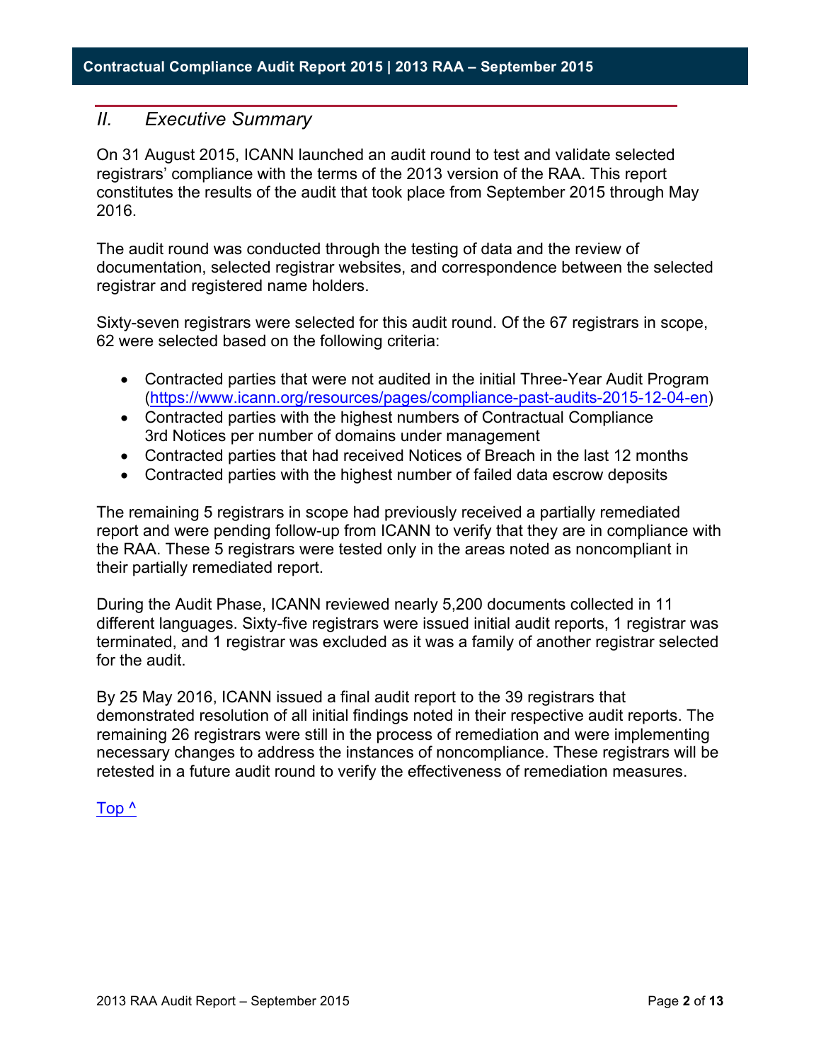## *II. Executive Summary*

On 31 August 2015, ICANN launched an audit round to test and validate selected registrars' compliance with the terms of the 2013 version of the RAA. This report constitutes the results of the audit that took place from September 2015 through May 2016.

The audit round was conducted through the testing of data and the review of documentation, selected registrar websites, and correspondence between the selected registrar and registered name holders.

Sixty-seven registrars were selected for this audit round. Of the 67 registrars in scope, 62 were selected based on the following criteria:

- Contracted parties that were not audited in the initial Three-Year Audit Program ([https://www.icann.org/resources/pages/compliance-past-audits-2015-12-04-en](https://www.icann.org/resources/pages/compliance-past-audits-2015-12-04-en))
- Contracted parties with the highest numbers of Contractual Compliance 3rd Notices per number of domains under management
- Contracted parties that had received Notices of Breach in the last 12 months
- Contracted parties with the highest number of failed data escrow deposits

The remaining 5 registrars in scope had previously received a partially remediated report and were pending follow-up from ICANN to verify that they are in compliance with the RAA. These 5 registrars were tested only in the areas noted as noncompliant in their partially remediated report.

During the Audit Phase, ICANN reviewed nearly 5,200 documents collected in 11 different languages. Sixty-five registrars were issued initial audit reports, 1 registrar was terminated, and 1 registrar was excluded as it was a family of another registrar selected for the audit.

By 25 May 2016, ICANN issued a final audit report to the 39 registrars that demonstrated resolution of all initial findings noted in their respective audit reports. The remaining 26 registrars were still in the process of remediation and were implementing necessary changes to address the instances of noncompliance. These registrars will be retested in a future audit round to verify the effectiveness of remediation measures.

Top ^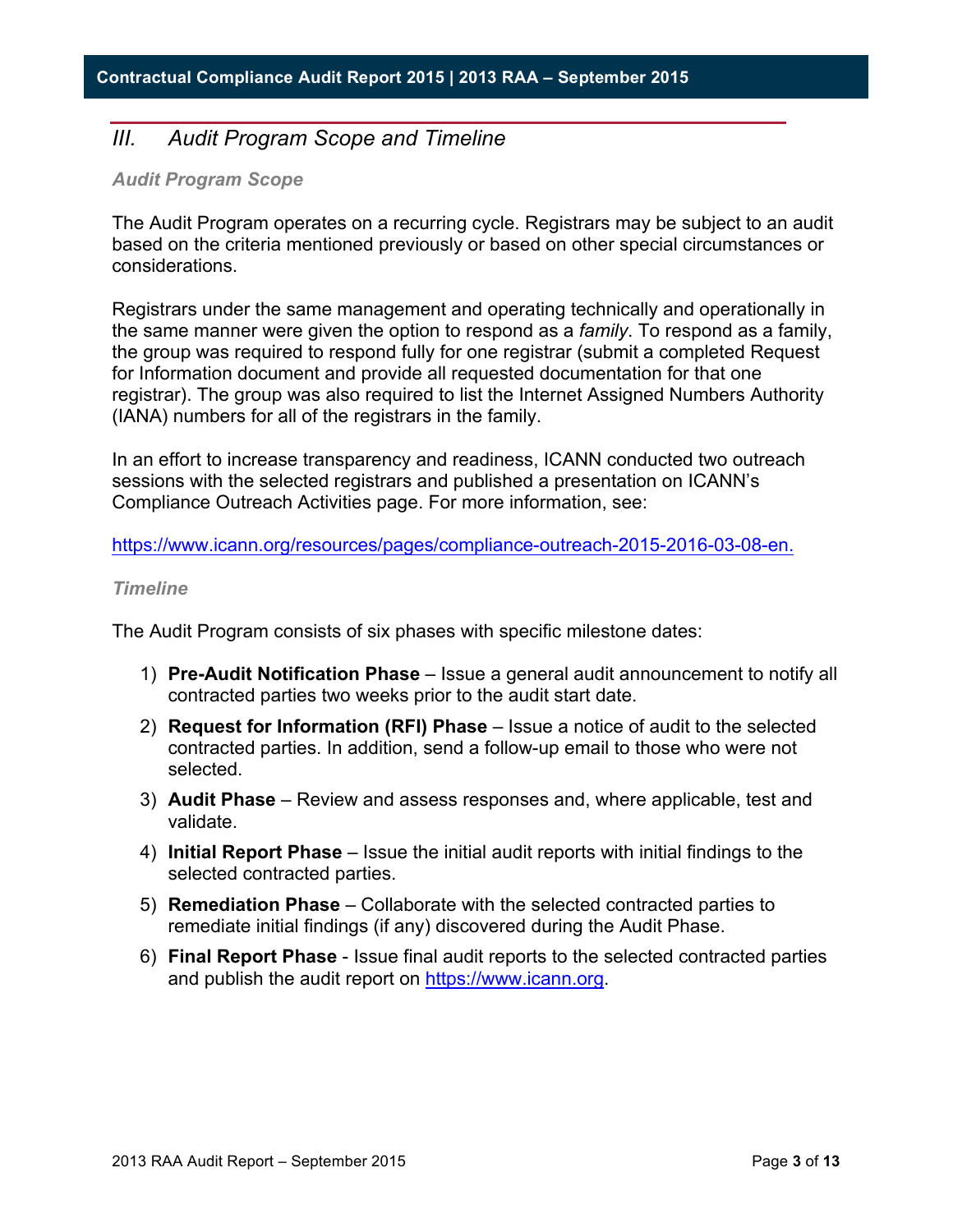## III. Audit Program Scope and Timeline

### Audit Program Scope

The Audit Program operates on a recurring cycle. Registrars may be subject to an audit based on the criteria mentioned previously or based on other special circumstances or considerations.

Registrars under the same management and operating technically and operationally in the same manner were given the option to respond as a *family*. To respond as a family, the group was required to respond fully for one registrar (submit a completed Request for Information document and provide all requested documentation for that one registrar). The group was also required to list the Internet Assigned Numbers Authority (IANA) numbers for all of the registrars in the family.

In an effort to increase transparency and readiness, ICANN conducted two outreach sessions with the selected registrars and published a presentation on ICANN's Compliance Outreach Activities page. For more information, see:

https://www.icann.org/resources/pages/compliance-outreach-2015-2016-03-08-en.

### Timeline

The Audit Program consists of six phases with specific milestone dates:

1) **Pre-Audit Notification Phase** – Issue a general audit announcement to notify all contracted parties two weeks prior to the audit start date.
2) **Request for Information (RFI) Phase** – Issue a notice of audit to the selected contracted parties. In addition, send a follow-up email to those who were not selected.
3) **Audit Phase** – Review and assess responses and, where applicable, test and validate.
4) **Initial Report Phase** – Issue the initial audit reports with initial findings to the selected contracted parties.
5) **Remediation Phase** – Collaborate with the selected contracted parties to remediate initial findings (if any) discovered during the Audit Phase.
6) **Final Report Phase** - Issue final audit reports to the selected contracted parties and publish the audit report on https://www.icann.org.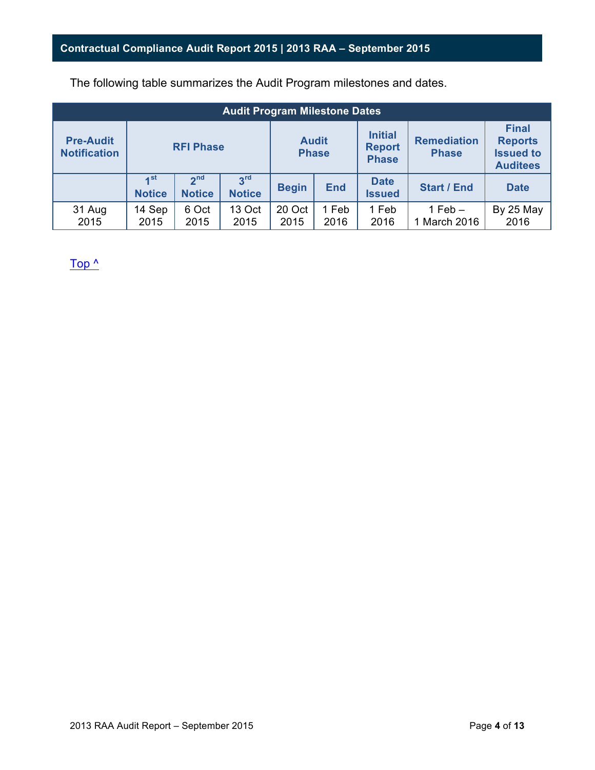The following table summarizes the Audit Program milestones and dates.

| Audit Program Milestone Dates | | | | | | | | |
|---|---|---|---|---|---|---|---|---|
| Pre-Audit Notification | RFI Phase | | | Audit Phase | | Initial Report Phase | Remediation Phase | Final Reports Issued to Auditees |
| | 1st Notice | 2nd Notice | 3rd Notice | Begin | End | Date Issued | Start / End | Date |
| 31 Aug 2015 | 14 Sep 2015 | 6 Oct 2015 | 13 Oct 2015 | 20 Oct 2015 | 1 Feb 2016 | 1 Feb 2016 | 1 Feb – 1 March 2016 | By 25 May 2016 |

Top ^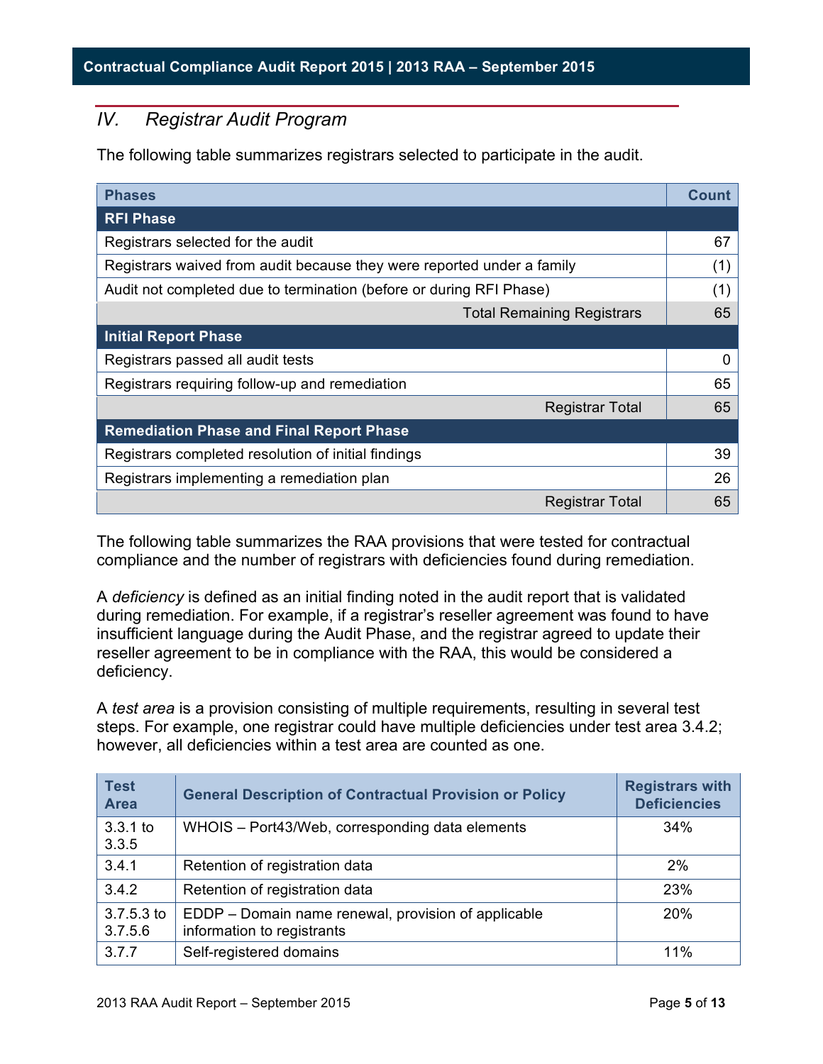## IV. *Registrar Audit Program*

The following table summarizes registrars selected to participate in the audit.

| Phases | Count |
|---|---|
| **RFI Phase** | |
| Registrars selected for the audit | 67 |
| Registrars waived from audit because they were reported under a family | (1) |
| Audit not completed due to termination (before or during RFI Phase) | (1) |
| Total Remaining Registrars | 65 |
| **Initial Report Phase** | |
| Registrars passed all audit tests | 0 |
| Registrars requiring follow-up and remediation | 65 |
| Registrar Total | 65 |
| **Remediation Phase and Final Report Phase** | |
| Registrars completed resolution of initial findings | 39 |
| Registrars implementing a remediation plan | 26 |
| Registrar Total | 65 |

The following table summarizes the RAA provisions that were tested for contractual compliance and the number of registrars with deficiencies found during remediation.

A *deficiency* is defined as an initial finding noted in the audit report that is validated during remediation. For example, if a registrar's reseller agreement was found to have insufficient language during the Audit Phase, and the registrar agreed to update their reseller agreement to be in compliance with the RAA, this would be considered a deficiency.

A *test area* is a provision consisting of multiple requirements, resulting in several test steps. For example, one registrar could have multiple deficiencies under test area 3.4.2; however, all deficiencies within a test area are counted as one.

| Test Area | General Description of Contractual Provision or Policy | Registrars with Deficiencies |
|---|---|---|
| 3.3.1 to 3.3.5 | WHOIS – Port43/Web, corresponding data elements | 34% |
| 3.4.1 | Retention of registration data | 2% |
| 3.4.2 | Retention of registration data | 23% |
| 3.7.5.3 to 3.7.5.6 | EDDP – Domain name renewal, provision of applicable information to registrants | 20% |
| 3.7.7 | Self-registered domains | 11% |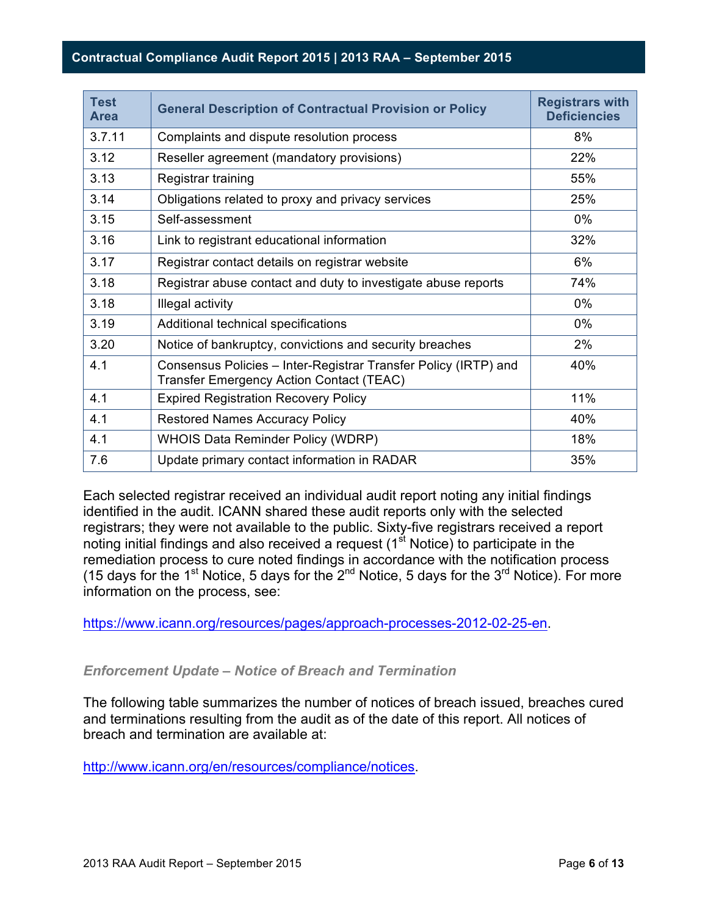| Test Area | General Description of Contractual Provision or Policy | Registrars with Deficiencies |
|---|---|---|
| 3.7.11 | Complaints and dispute resolution process | 8% |
| 3.12 | Reseller agreement (mandatory provisions) | 22% |
| 3.13 | Registrar training | 55% |
| 3.14 | Obligations related to proxy and privacy services | 25% |
| 3.15 | Self-assessment | 0% |
| 3.16 | Link to registrant educational information | 32% |
| 3.17 | Registrar contact details on registrar website | 6% |
| 3.18 | Registrar abuse contact and duty to investigate abuse reports | 74% |
| 3.18 | Illegal activity | 0% |
| 3.19 | Additional technical specifications | 0% |
| 3.20 | Notice of bankruptcy, convictions and security breaches | 2% |
| 4.1 | Consensus Policies – Inter-Registrar Transfer Policy (IRTP) and Transfer Emergency Action Contact (TEAC) | 40% |
| 4.1 | Expired Registration Recovery Policy | 11% |
| 4.1 | Restored Names Accuracy Policy | 40% |
| 4.1 | WHOIS Data Reminder Policy (WDRP) | 18% |
| 7.6 | Update primary contact information in RADAR | 35% |

Each selected registrar received an individual audit report noting any initial findings identified in the audit. ICANN shared these audit reports only with the selected registrars; they were not available to the public. Sixty-five registrars received a report noting initial findings and also received a request (1st Notice) to participate in the remediation process to cure noted findings in accordance with the notification process (15 days for the 1st Notice, 5 days for the 2nd Notice, 5 days for the 3rd Notice). For more information on the process, see:

https://www.icann.org/resources/pages/approach-processes-2012-02-25-en.

### *Enforcement Update – Notice of Breach and Termination*

The following table summarizes the number of notices of breach issued, breaches cured and terminations resulting from the audit as of the date of this report. All notices of breach and termination are available at:

http://www.icann.org/en/resources/compliance/notices.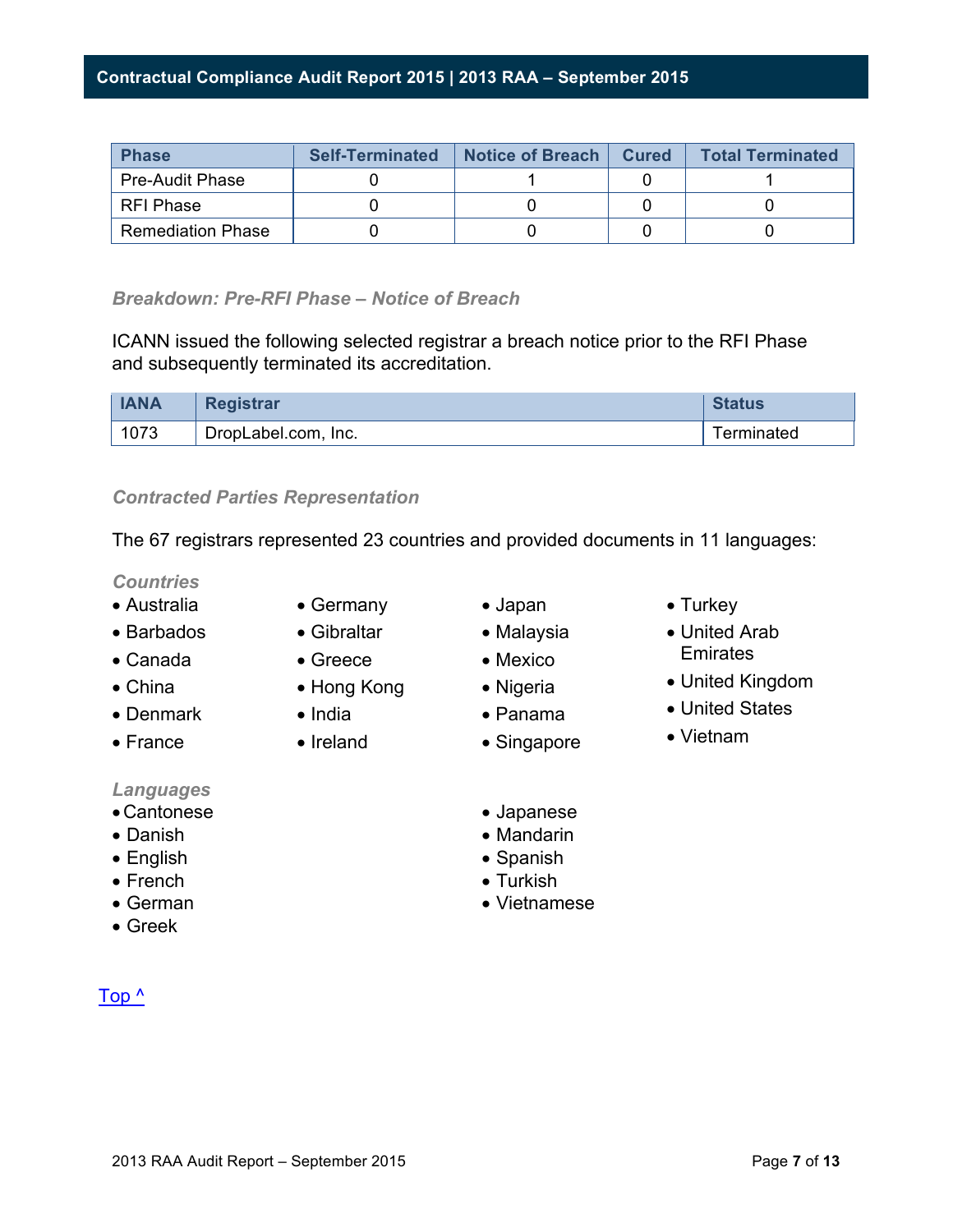| Phase | Self-Terminated | Notice of Breach | Cured | Total Terminated |
|---|---|---|---|---|
| Pre-Audit Phase | 0 | 1 | 0 | 1 |
| RFI Phase | 0 | 0 | 0 | 0 |
| Remediation Phase | 0 | 0 | 0 | 0 |

### *Breakdown: Pre-RFI Phase – Notice of Breach*

ICANN issued the following selected registrar a breach notice prior to the RFI Phase and subsequently terminated its accreditation.

| IANA | Registrar | Status |
|---|---|---|
| 1073 | DropLabel.com, Inc. | Terminated |

### *Contracted Parties Representation*

The 67 registrars represented 23 countries and provided documents in 11 languages:

*Countries*

- Australia
- Barbados
- Canada
- China
- Denmark
- France
- Germany
- Gibraltar
- Greece
- Hong Kong
- India
- Ireland
- Japan
- Malaysia
- Mexico
- Nigeria
- Panama
- Singapore
- Turkey
- United Arab Emirates
- United Kingdom
- United States
- Vietnam

*Languages*

- Cantonese
- Danish
- English
- French
- German
- Greek
- Japanese
- Mandarin
- Spanish
- Turkish
- Vietnamese

Top ^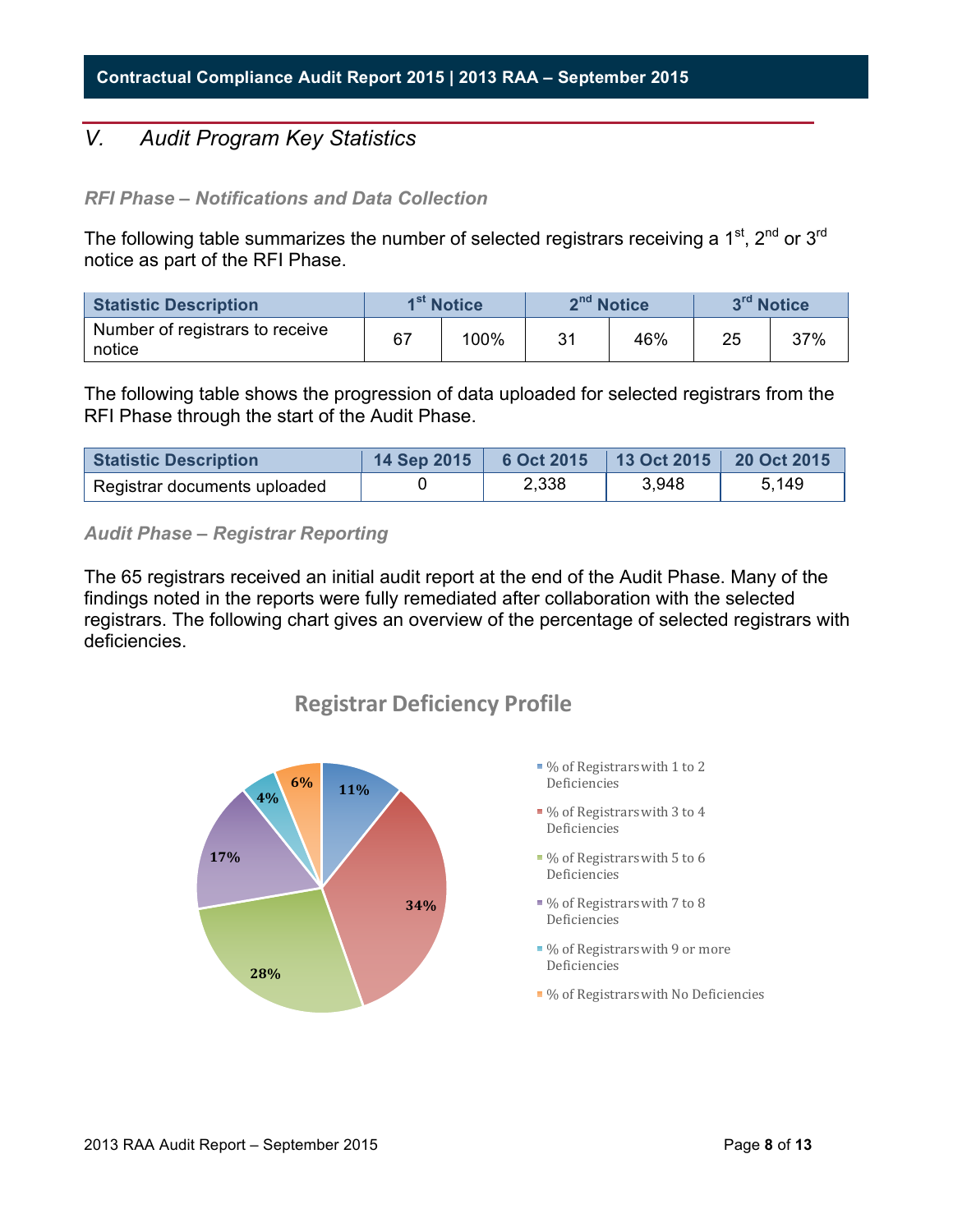## V. *Audit Program Key Statistics*

### *RFI Phase – Notifications and Data Collection*

The following table summarizes the number of selected registrars receiving a 1st, 2nd or 3rd notice as part of the RFI Phase.

| Statistic Description | 1st Notice | | 2nd Notice | | 3rd Notice | |
|---|---|---|---|---|---|---|
| Number of registrars to receive notice | 67 | 100% | 31 | 46% | 25 | 37% |

The following table shows the progression of data uploaded for selected registrars from the RFI Phase through the start of the Audit Phase.

| Statistic Description | 14 Sep 2015 | 6 Oct 2015 | 13 Oct 2015 | 20 Oct 2015 |
|---|---|---|---|---|
| Registrar documents uploaded | 0 | 2,338 | 3,948 | 5,149 |

### *Audit Phase – Registrar Reporting*

The 65 registrars received an initial audit report at the end of the Audit Phase. Many of the findings noted in the reports were fully remediated after collaboration with the selected registrars. The following chart gives an overview of the percentage of selected registrars with deficiencies.

**Registrar Deficiency Profile**

| Category | Percentage |
|---|---|
| % of Registrars with 1 to 2 Deficiencies | 11% |
| % of Registrars with 3 to 4 Deficiencies | 34% |
| % of Registrars with 5 to 6 Deficiencies | 28% |
| % of Registrars with 7 to 8 Deficiencies | 17% |
| % of Registrars with 9 or more Deficiencies | 4% |
| % of Registrars with No Deficiencies | 6% |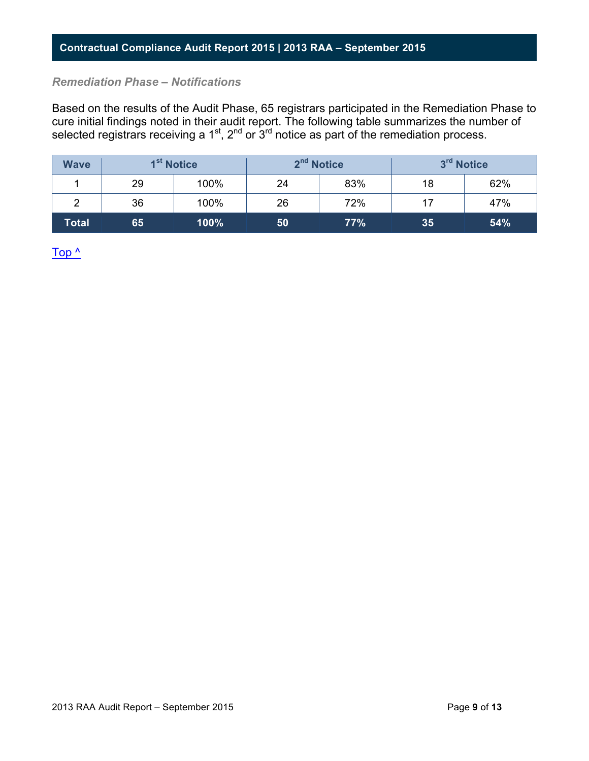### *Remediation Phase – Notifications*

Based on the results of the Audit Phase, 65 registrars participated in the Remediation Phase to cure initial findings noted in their audit report. The following table summarizes the number of selected registrars receiving a 1st, 2nd or 3rd notice as part of the remediation process.

| Wave | 1st Notice | | 2nd Notice | | 3rd Notice | |
|---|---|---|---|---|---|---|
| 1 | 29 | 100% | 24 | 83% | 18 | 62% |
| 2 | 36 | 100% | 26 | 72% | 17 | 47% |
| **Total** | **65** | **100%** | **50** | **77%** | **35** | **54%** |

Top ^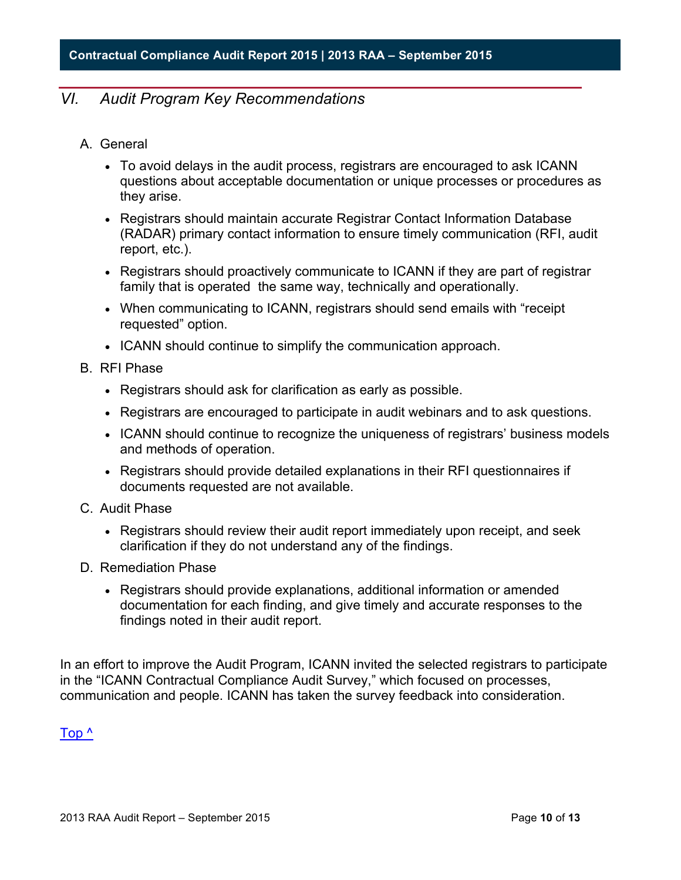## VI. *Audit Program Key Recommendations*

A. General

- To avoid delays in the audit process, registrars are encouraged to ask ICANN questions about acceptable documentation or unique processes or procedures as they arise.
- Registrars should maintain accurate Registrar Contact Information Database (RADAR) primary contact information to ensure timely communication (RFI, audit report, etc.).
- Registrars should proactively communicate to ICANN if they are part of registrar family that is operated  the same way, technically and operationally.
- When communicating to ICANN, registrars should send emails with "receipt requested" option.
- ICANN should continue to simplify the communication approach.

B. RFI Phase

- Registrars should ask for clarification as early as possible.
- Registrars are encouraged to participate in audit webinars and to ask questions.
- ICANN should continue to recognize the uniqueness of registrars' business models and methods of operation.
- Registrars should provide detailed explanations in their RFI questionnaires if documents requested are not available.

C. Audit Phase

- Registrars should review their audit report immediately upon receipt, and seek clarification if they do not understand any of the findings.

D. Remediation Phase

- Registrars should provide explanations, additional information or amended documentation for each finding, and give timely and accurate responses to the findings noted in their audit report.

In an effort to improve the Audit Program, ICANN invited the selected registrars to participate in the "ICANN Contractual Compliance Audit Survey," which focused on processes, communication and people. ICANN has taken the survey feedback into consideration.

Top ^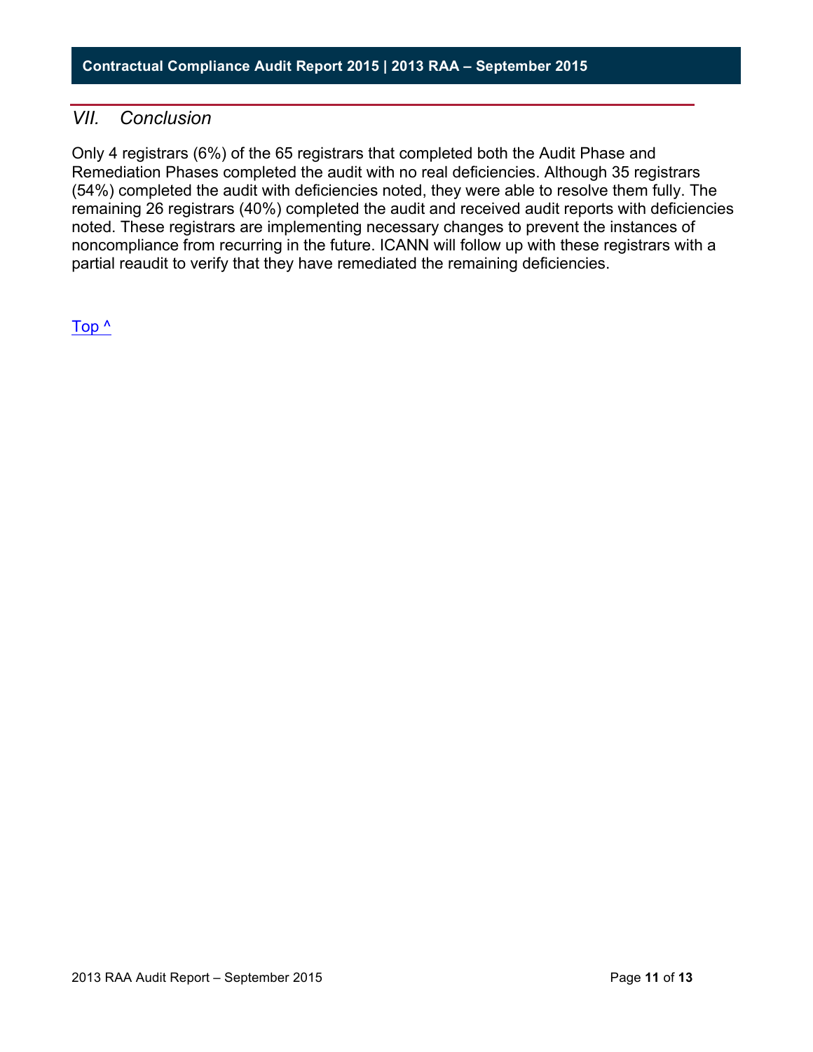## *VII. Conclusion*

Only 4 registrars (6%) of the 65 registrars that completed both the Audit Phase and Remediation Phases completed the audit with no real deficiencies. Although 35 registrars (54%) completed the audit with deficiencies noted, they were able to resolve them fully. The remaining 26 registrars (40%) completed the audit and received audit reports with deficiencies noted. These registrars are implementing necessary changes to prevent the instances of noncompliance from recurring in the future. ICANN will follow up with these registrars with a partial reaudit to verify that they have remediated the remaining deficiencies.

Top ^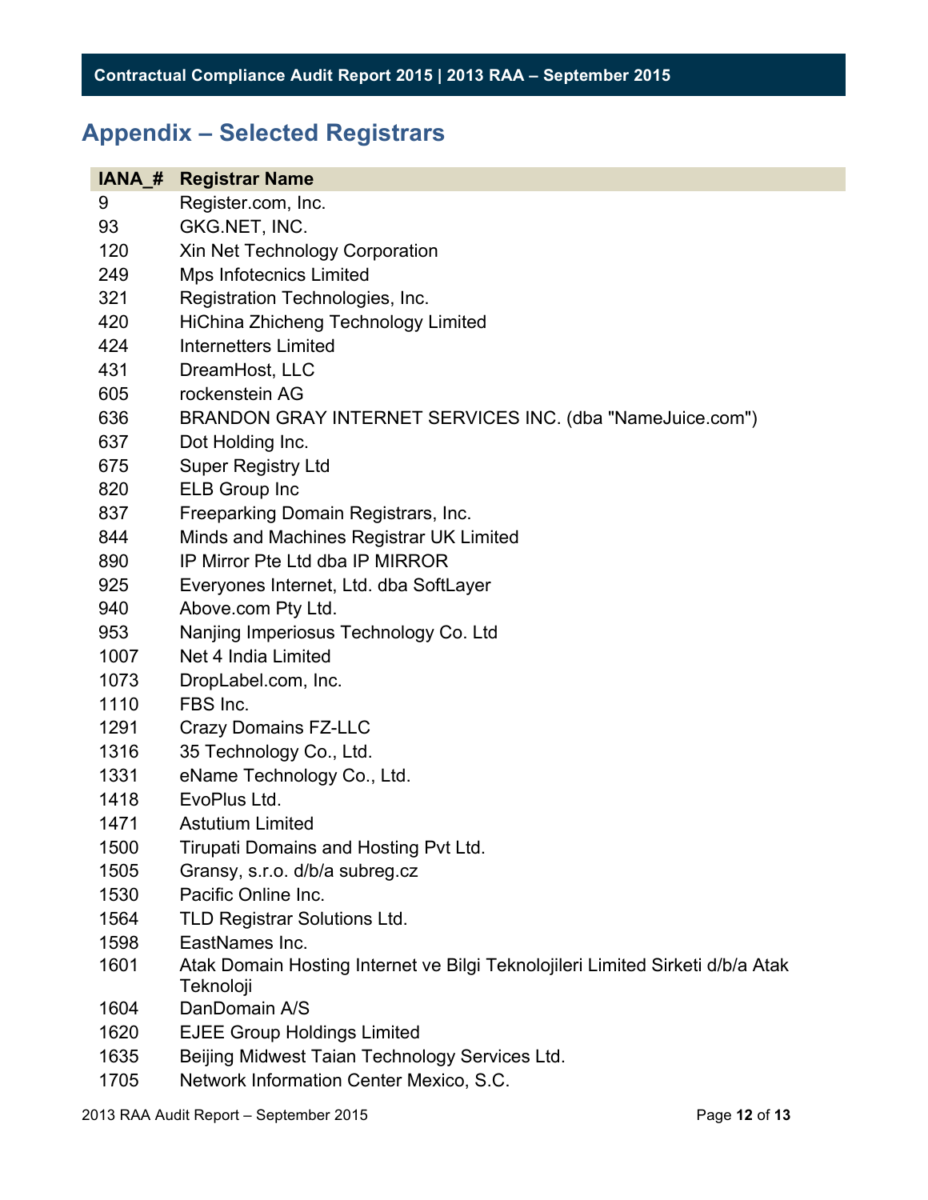## Appendix – Selected Registrars

| IANA_# | Registrar Name |
|---|---|
| 9 | Register.com, Inc. |
| 93 | GKG.NET, INC. |
| 120 | Xin Net Technology Corporation |
| 249 | Mps Infotecnics Limited |
| 321 | Registration Technologies, Inc. |
| 420 | HiChina Zhicheng Technology Limited |
| 424 | Internetters Limited |
| 431 | DreamHost, LLC |
| 605 | rockenstein AG |
| 636 | BRANDON GRAY INTERNET SERVICES INC. (dba "NameJuice.com") |
| 637 | Dot Holding Inc. |
| 675 | Super Registry Ltd |
| 820 | ELB Group Inc |
| 837 | Freeparking Domain Registrars, Inc. |
| 844 | Minds and Machines Registrar UK Limited |
| 890 | IP Mirror Pte Ltd dba IP MIRROR |
| 925 | Everyones Internet, Ltd. dba SoftLayer |
| 940 | Above.com Pty Ltd. |
| 953 | Nanjing Imperiosus Technology Co. Ltd |
| 1007 | Net 4 India Limited |
| 1073 | DropLabel.com, Inc. |
| 1110 | FBS Inc. |
| 1291 | Crazy Domains FZ-LLC |
| 1316 | 35 Technology Co., Ltd. |
| 1331 | eName Technology Co., Ltd. |
| 1418 | EvoPlus Ltd. |
| 1471 | Astutium Limited |
| 1500 | Tirupati Domains and Hosting Pvt Ltd. |
| 1505 | Gransy, s.r.o. d/b/a subreg.cz |
| 1530 | Pacific Online Inc. |
| 1564 | TLD Registrar Solutions Ltd. |
| 1598 | EastNames Inc. |
| 1601 | Atak Domain Hosting Internet ve Bilgi Teknolojileri Limited Sirketi d/b/a Atak Teknoloji |
| 1604 | DanDomain A/S |
| 1620 | EJEE Group Holdings Limited |
| 1635 | Beijing Midwest Taian Technology Services Ltd. |
| 1705 | Network Information Center Mexico, S.C. |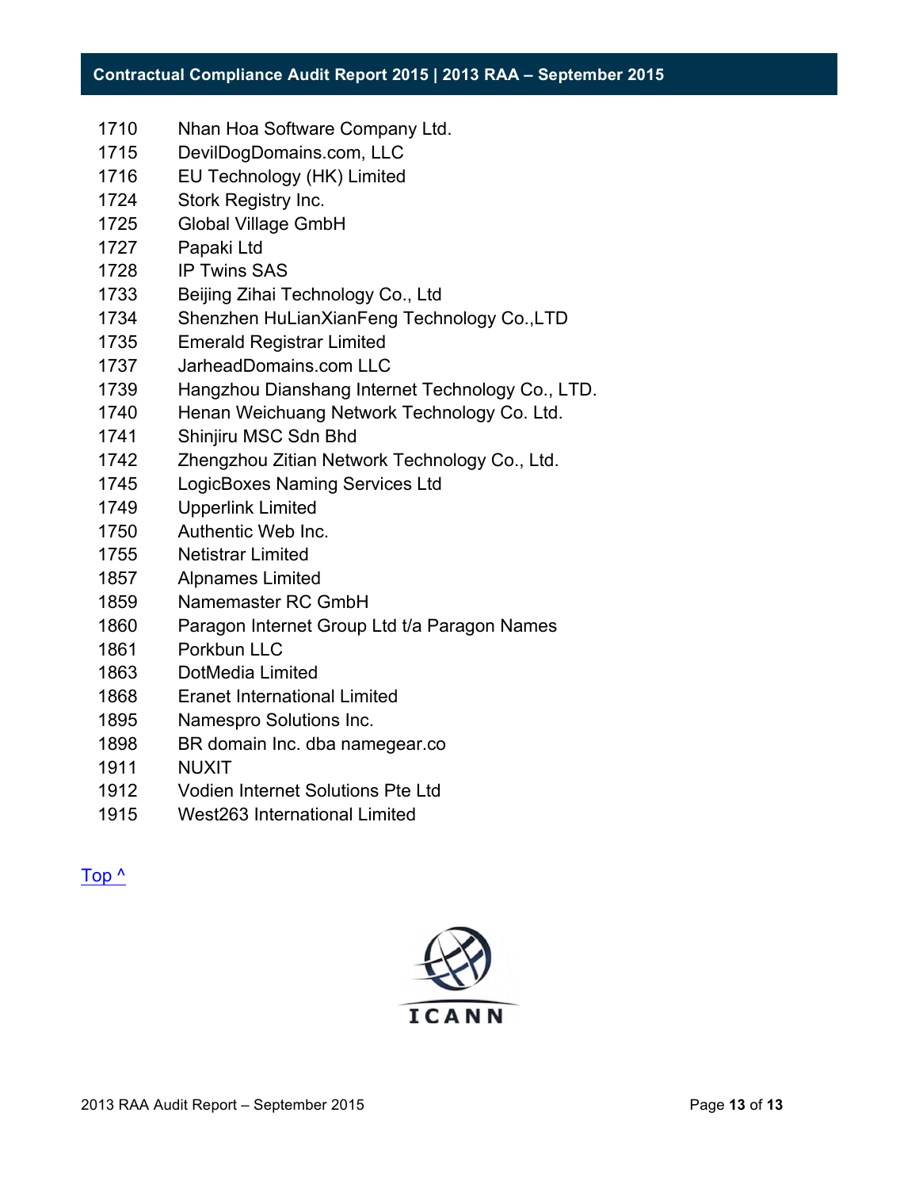| | |
|---|---|
| 1710 | Nhan Hoa Software Company Ltd. |
| 1715 | DevilDogDomains.com, LLC |
| 1716 | EU Technology (HK) Limited |
| 1724 | Stork Registry Inc. |
| 1725 | Global Village GmbH |
| 1727 | Papaki Ltd |
| 1728 | IP Twins SAS |
| 1733 | Beijing Zihai Technology Co., Ltd |
| 1734 | Shenzhen HuLianXianFeng Technology Co.,LTD |
| 1735 | Emerald Registrar Limited |
| 1737 | JarheadDomains.com LLC |
| 1739 | Hangzhou Dianshang Internet Technology Co., LTD. |
| 1740 | Henan Weichuang Network Technology Co. Ltd. |
| 1741 | Shinjiru MSC Sdn Bhd |
| 1742 | Zhengzhou Zitian Network Technology Co., Ltd. |
| 1745 | LogicBoxes Naming Services Ltd |
| 1749 | Upperlink Limited |
| 1750 | Authentic Web Inc. |
| 1755 | Netistrar Limited |
| 1857 | Alpnames Limited |
| 1859 | Namemaster RC GmbH |
| 1860 | Paragon Internet Group Ltd t/a Paragon Names |
| 1861 | Porkbun LLC |
| 1863 | DotMedia Limited |
| 1868 | Eranet International Limited |
| 1895 | Namespro Solutions Inc. |
| 1898 | BR domain Inc. dba namegear.co |
| 1911 | NUXIT |
| 1912 | Vodien Internet Solutions Pte Ltd |
| 1915 | West263 International Limited |

[Top ^](#)